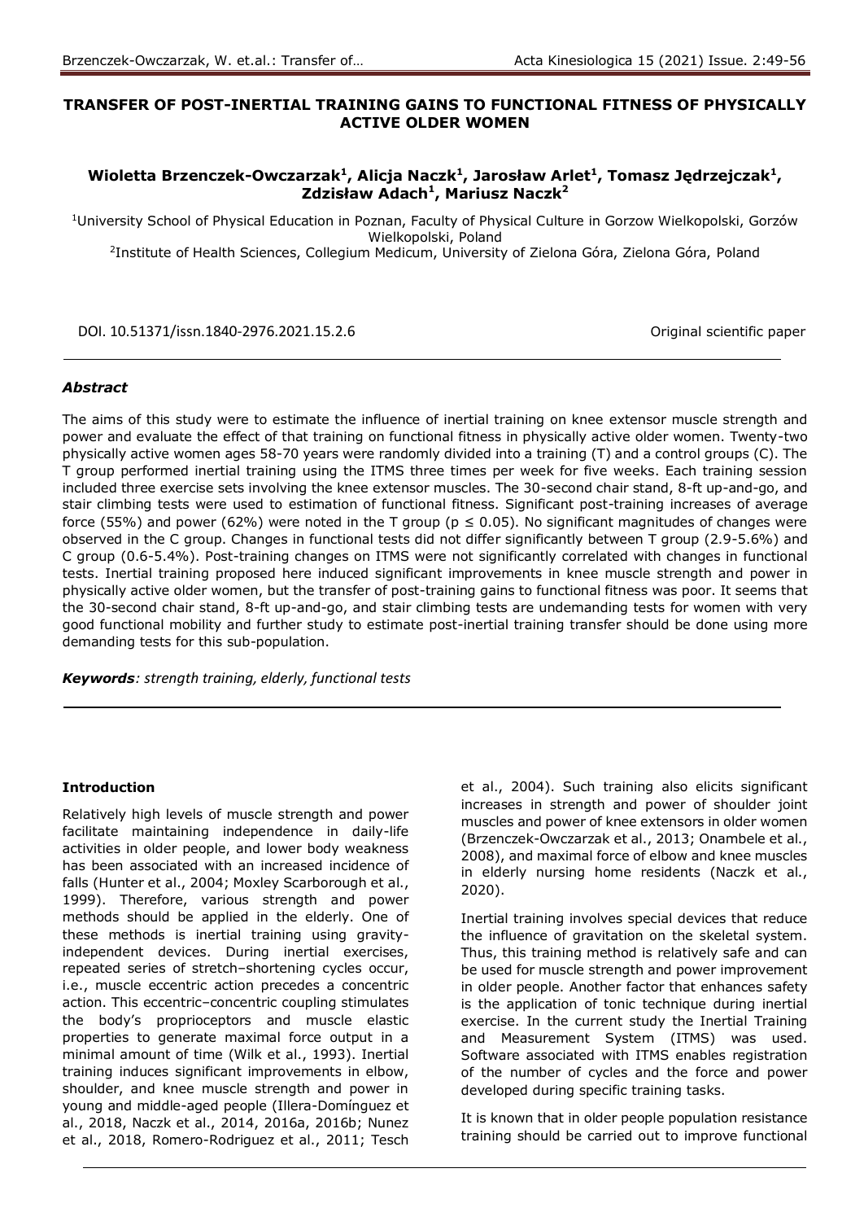**TRANSFER OF POST-INERTIAL TRAINING GAINS TO FUNCTIONAL FITNESS OF PHYSICALLY ACTIVE OLDER WOMEN**

**Wioletta Brzenczek-Owczarzak[1], Alicja Naczk[1], Jarosław Arlet[1], Tomasz Jędrzejczak[1], Zdzisław Adach[1], Mariusz Naczk[2]**

[1]University School of Physical Education in Poznan, Faculty of Physical Culture in Gorzow Wielkopolski, Gorzów Wielkopolski, Poland

[2]Institute of Health Sciences, Collegium Medicum, University of Zielona Góra, Zielona Góra, Poland

DOI. 10.51371/issn.1840-2976.2021.15.2.6

Original scientific paper

***Abstract***

The aims of this study were to estimate the influence of inertial training on knee extensor muscle strength and power and evaluate the effect of that training on functional fitness in physically active older women. Twenty-two physically active women ages 58-70 years were randomly divided into a training (T) and a control groups (C). The T group performed inertial training using the ITMS three times per week for five weeks. Each training session included three exercise sets involving the knee extensor muscles. The 30-second chair stand, 8-ft up-and-go, and stair climbing tests were used to estimation of functional fitness. Significant post-training increases of average force (55%) and power (62%) were noted in the T group ($p \leq 0.05$). No significant magnitudes of changes were observed in the C group. Changes in functional tests did not differ significantly between T group (2.9-5.6%) and C group (0.6-5.4%). Post-training changes on ITMS were not significantly correlated with changes in functional tests. Inertial training proposed here induced significant improvements in knee muscle strength and power in physically active older women, but the transfer of post-training gains to functional fitness was poor. It seems that the 30-second chair stand, 8-ft up-and-go, and stair climbing tests are undemanding tests for women with very good functional mobility and further study to estimate post-inertial training transfer should be done using more demanding tests for this sub-population.

***Keywords****: strength training, elderly, functional tests*

**Introduction**

Relatively high levels of muscle strength and power facilitate maintaining independence in daily-life activities in older people, and lower body weakness has been associated with an increased incidence of falls (Hunter et al., 2004; Moxley Scarborough et al., 1999). Therefore, various strength and power methods should be applied in the elderly. One of these methods is inertial training using gravity-independent devices. During inertial exercises, repeated series of stretch–shortening cycles occur, i.e., muscle eccentric action precedes a concentric action. This eccentric–concentric coupling stimulates the body's proprioceptors and muscle elastic properties to generate maximal force output in a minimal amount of time (Wilk et al., 1993). Inertial training induces significant improvements in elbow, shoulder, and knee muscle strength and power in young and middle-aged people (Illera-Domínguez et al., 2018, Naczk et al., 2014, 2016a, 2016b; Nunez et al., 2018, Romero-Rodriguez et al., 2011; Tesch et al., 2004). Such training also elicits significant increases in strength and power of shoulder joint muscles and power of knee extensors in older women (Brzenczek-Owczarzak et al., 2013; Onambele et al., 2008), and maximal force of elbow and knee muscles in elderly nursing home residents (Naczk et al., 2020).

Inertial training involves special devices that reduce the influence of gravitation on the skeletal system. Thus, this training method is relatively safe and can be used for muscle strength and power improvement in older people. Another factor that enhances safety is the application of tonic technique during inertial exercise. In the current study the Inertial Training and Measurement System (ITMS) was used. Software associated with ITMS enables registration of the number of cycles and the force and power developed during specific training tasks.

It is known that in older people population resistance training should be carried out to improve functional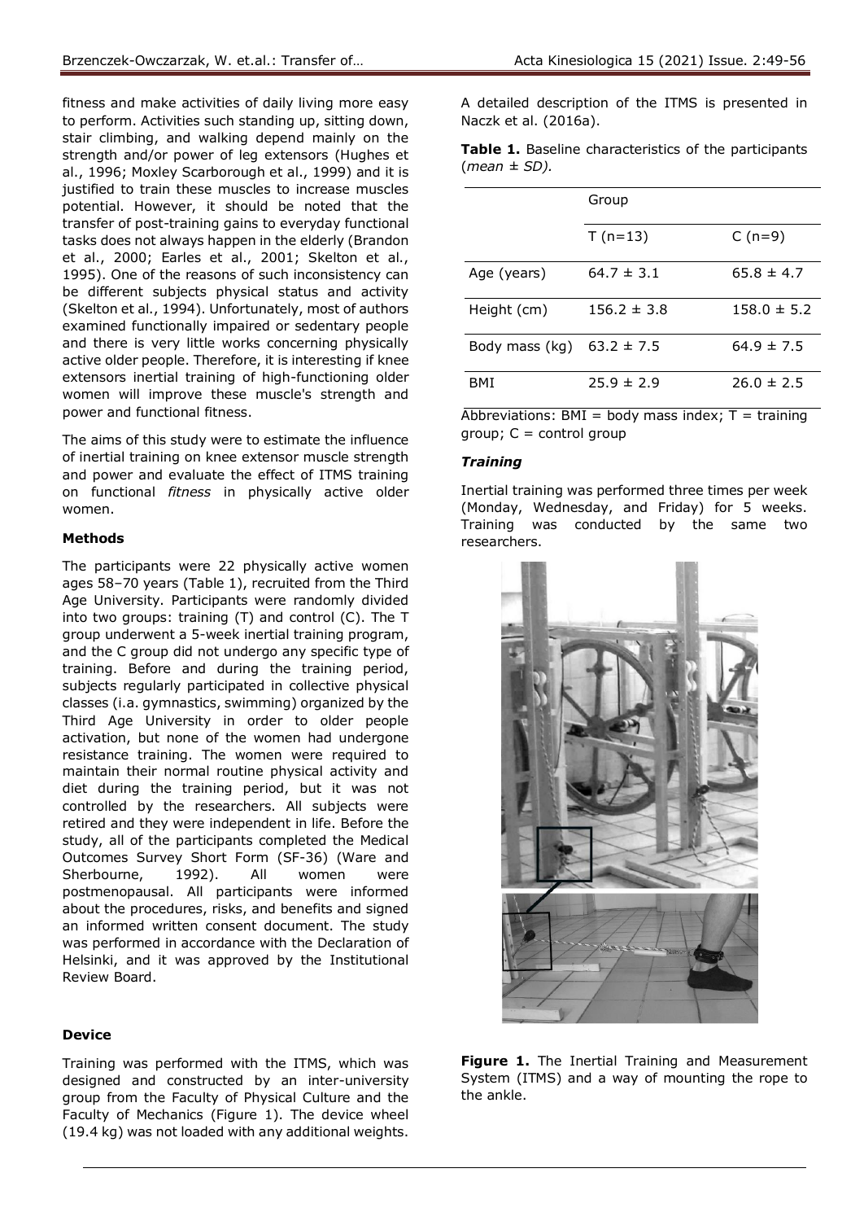fitness and make activities of daily living more easy to perform. Activities such standing up, sitting down, stair climbing, and walking depend mainly on the strength and/or power of leg extensors (Hughes et al., 1996; Moxley Scarborough et al., 1999) and it is justified to train these muscles to increase muscles potential. However, it should be noted that the transfer of post-training gains to everyday functional tasks does not always happen in the elderly (Brandon et al., 2000; Earles et al., 2001; Skelton et al., 1995). One of the reasons of such inconsistency can be different subjects physical status and activity (Skelton et al., 1994). Unfortunately, most of authors examined functionally impaired or sedentary people and there is very little works concerning physically active older people. Therefore, it is interesting if knee extensors inertial training of high-functioning older women will improve these muscle's strength and power and functional fitness.

The aims of this study were to estimate the influence of inertial training on knee extensor muscle strength and power and evaluate the effect of ITMS training on functional *fitness* in physically active older women.

**Methods**

The participants were 22 physically active women ages 58–70 years (Table 1), recruited from the Third Age University. Participants were randomly divided into two groups: training (T) and control (C). The T group underwent a 5-week inertial training program, and the C group did not undergo any specific type of training. Before and during the training period, subjects regularly participated in collective physical classes (i.a. gymnastics, swimming) organized by the Third Age University in order to older people activation, but none of the women had undergone resistance training. The women were required to maintain their normal routine physical activity and diet during the training period, but it was not controlled by the researchers. All subjects were retired and they were independent in life. Before the study, all of the participants completed the Medical Outcomes Survey Short Form (SF-36) (Ware and Sherbourne, 1992). All women were postmenopausal. All participants were informed about the procedures, risks, and benefits and signed an informed written consent document. The study was performed in accordance with the Declaration of Helsinki, and it was approved by the Institutional Review Board.

**Device**

Training was performed with the ITMS, which was designed and constructed by an inter-university group from the Faculty of Physical Culture and the Faculty of Mechanics (Figure 1). The device wheel (19.4 kg) was not loaded with any additional weights. A detailed description of the ITMS is presented in Naczk et al. (2016a).

**Table 1.** Baseline characteristics of the participants (*mean ± SD).*

| | Group | |
|---|---|---|
| | T (n=13) | C (n=9) |
| Age (years) | 64.7 ± 3.1 | 65.8 ± 4.7 |
| Height (cm) | 156.2 ± 3.8 | 158.0 ± 5.2 |
| Body mass (kg) | 63.2 ± 7.5 | 64.9 ± 7.5 |
| BMI | 25.9 ± 2.9 | 26.0 ± 2.5 |

Abbreviations: BMI = body mass index; T = training group; C = control group

***Training***

Inertial training was performed three times per week (Monday, Wednesday, and Friday) for 5 weeks. Training was conducted by the same two researchers.

**Figure 1.** The Inertial Training and Measurement System (ITMS) and a way of mounting the rope to the ankle.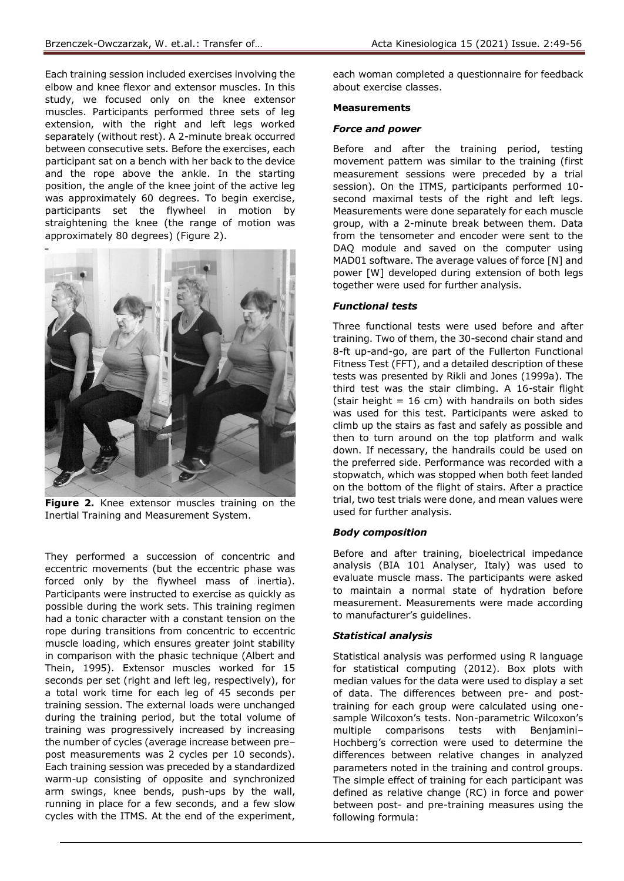Each training session included exercises involving the elbow and knee flexor and extensor muscles. In this study, we focused only on the knee extensor muscles. Participants performed three sets of leg extension, with the right and left legs worked separately (without rest). A 2-minute break occurred between consecutive sets. Before the exercises, each participant sat on a bench with her back to the device and the rope above the ankle. In the starting position, the angle of the knee joint of the active leg was approximately 60 degrees. To begin exercise, participants set the flywheel in motion by straightening the knee (the range of motion was approximately 80 degrees) (Figure 2).

**Figure 2.** Knee extensor muscles training on the Inertial Training and Measurement System.

They performed a succession of concentric and eccentric movements (but the eccentric phase was forced only by the flywheel mass of inertia). Participants were instructed to exercise as quickly as possible during the work sets. This training regimen had a tonic character with a constant tension on the rope during transitions from concentric to eccentric muscle loading, which ensures greater joint stability in comparison with the phasic technique (Albert and Thein, 1995). Extensor muscles worked for 15 seconds per set (right and left leg, respectively), for a total work time for each leg of 45 seconds per training session. The external loads were unchanged during the training period, but the total volume of training was progressively increased by increasing the number of cycles (average increase between pre–post measurements was 2 cycles per 10 seconds). Each training session was preceded by a standardized warm-up consisting of opposite and synchronized arm swings, knee bends, push-ups by the wall, running in place for a few seconds, and a few slow cycles with the ITMS. At the end of the experiment, each woman completed a questionnaire for feedback about exercise classes.

### Measurements

#### *Force and power*

Before and after the training period, testing movement pattern was similar to the training (first measurement sessions were preceded by a trial session). On the ITMS, participants performed 10-second maximal tests of the right and left legs. Measurements were done separately for each muscle group, with a 2-minute break between them. Data from the tensometer and encoder were sent to the DAQ module and saved on the computer using MAD01 software. The average values of force [N] and power [W] developed during extension of both legs together were used for further analysis.

#### *Functional tests*

Three functional tests were used before and after training. Two of them, the 30-second chair stand and 8-ft up-and-go, are part of the Fullerton Functional Fitness Test (FFT), and a detailed description of these tests was presented by Rikli and Jones (1999a). The third test was the stair climbing. A 16-stair flight (stair height = 16 cm) with handrails on both sides was used for this test. Participants were asked to climb up the stairs as fast and safely as possible and then to turn around on the top platform and walk down. If necessary, the handrails could be used on the preferred side. Performance was recorded with a stopwatch, which was stopped when both feet landed on the bottom of the flight of stairs. After a practice trial, two test trials were done, and mean values were used for further analysis.

#### *Body composition*

Before and after training, bioelectrical impedance analysis (BIA 101 Analyser, Italy) was used to evaluate muscle mass. The participants were asked to maintain a normal state of hydration before measurement. Measurements were made according to manufacturer's guidelines.

#### *Statistical analysis*

Statistical analysis was performed using R language for statistical computing (2012). Box plots with median values for the data were used to display a set of data. The differences between pre- and post-training for each group were calculated using one-sample Wilcoxon's tests. Non-parametric Wilcoxon's multiple comparisons tests with Benjamini–Hochberg's correction were used to determine the differences between relative changes in analyzed parameters noted in the training and control groups. The simple effect of training for each participant was defined as relative change (RC) in force and power between post- and pre-training measures using the following formula: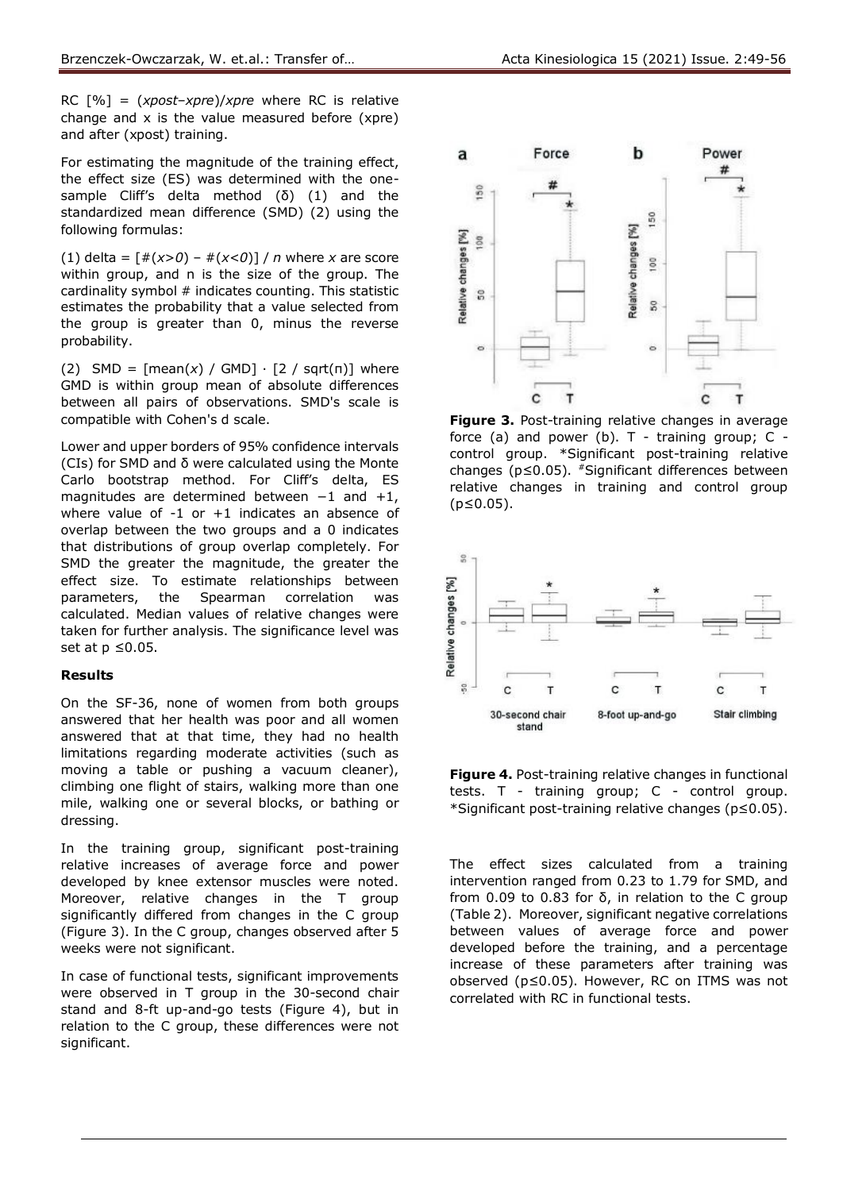RC [%] = (*xpost–xpre*)/*xpre* where RC is relative change and x is the value measured before (xpre) and after (xpost) training.

For estimating the magnitude of the training effect, the effect size (ES) was determined with the one-sample Cliff's delta method (δ) (1) and the standardized mean difference (SMD) (2) using the following formulas:

(1) delta = [#(*x>0*) – #(*x<0*)] / *n* where *x* are score within group, and n is the size of the group. The cardinality symbol # indicates counting. This statistic estimates the probability that a value selected from the group is greater than 0, minus the reverse probability.

(2) SMD = [mean(*x*) / GMD] · [2 / sqrt(π)] where GMD is within group mean of absolute differences between all pairs of observations. SMD's scale is compatible with Cohen's d scale.

Lower and upper borders of 95% confidence intervals (CIs) for SMD and δ were calculated using the Monte Carlo bootstrap method. For Cliff's delta, ES magnitudes are determined between −1 and +1, where value of -1 or +1 indicates an absence of overlap between the two groups and a 0 indicates that distributions of group overlap completely. For SMD the greater the magnitude, the greater the effect size. To estimate relationships between parameters, the Spearman correlation was calculated. Median values of relative changes were taken for further analysis. The significance level was set at $p \leq 0.05$.

**Results**

On the SF-36, none of women from both groups answered that her health was poor and all women answered that at that time, they had no health limitations regarding moderate activities (such as moving a table or pushing a vacuum cleaner), climbing one flight of stairs, walking more than one mile, walking one or several blocks, or bathing or dressing.

In the training group, significant post-training relative increases of average force and power developed by knee extensor muscles were noted. Moreover, relative changes in the T group significantly differed from changes in the C group (Figure 3). In the C group, changes observed after 5 weeks were not significant.

In case of functional tests, significant improvements were observed in T group in the 30-second chair stand and 8-ft up-and-go tests (Figure 4), but in relation to the C group, these differences were not significant.

**Figure 3.** Post-training relative changes in average force (a) and power (b). T - training group; C - control group. *Significant post-training relative changes ($p \leq 0.05$). #Significant differences between relative changes in training and control group ($p \leq 0.05$).

**Figure 4.** Post-training relative changes in functional tests. T - training group; C - control group. *Significant post-training relative changes ($p \leq 0.05$).

The effect sizes calculated from a training intervention ranged from 0.23 to 1.79 for SMD, and from 0.09 to 0.83 for δ, in relation to the C group (Table 2). Moreover, significant negative correlations between values of average force and power developed before the training, and a percentage increase of these parameters after training was observed ($p \leq 0.05$). However, RC on ITMS was not correlated with RC in functional tests.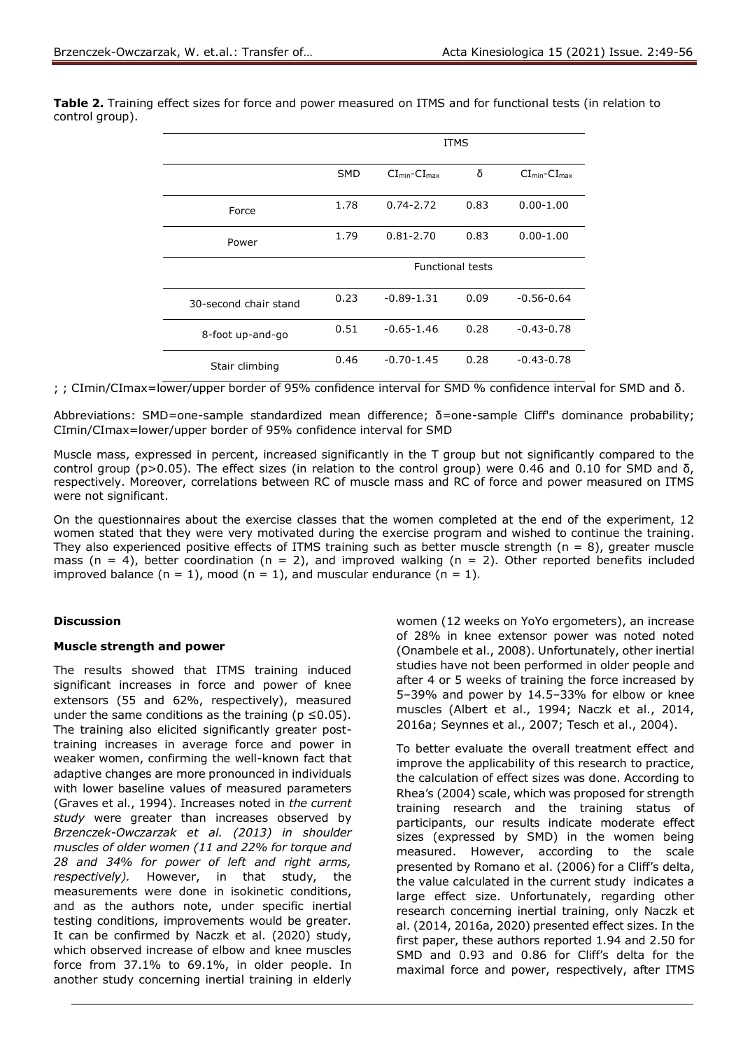**Table 2.** Training effect sizes for force and power measured on ITMS and for functional tests (in relation to control group).

| | ITMS | | | |
|---|---|---|---|---|
| | SMD | $CI_{min}$-$CI_{max}$ | δ | $CI_{min}$-$CI_{max}$ |
| Force | 1.78 | 0.74-2.72 | 0.83 | 0.00-1.00 |
| Power | 1.79 | 0.81-2.70 | 0.83 | 0.00-1.00 |
| | Functional tests | | | |
| 30-second chair stand | 0.23 | -0.89-1.31 | 0.09 | -0.56-0.64 |
| 8-foot up-and-go | 0.51 | -0.65-1.46 | 0.28 | -0.43-0.78 |
| Stair climbing | 0.46 | -0.70-1.45 | 0.28 | -0.43-0.78 |

; ; CImin/CImax=lower/upper border of 95% confidence interval for SMD % confidence interval for SMD and δ.

Abbreviations: SMD=one-sample standardized mean difference; δ=one-sample Cliff's dominance probability; CImin/CImax=lower/upper border of 95% confidence interval for SMD

Muscle mass, expressed in percent, increased significantly in the T group but not significantly compared to the control group ($p>0.05$). The effect sizes (in relation to the control group) were 0.46 and 0.10 for SMD and δ, respectively. Moreover, correlations between RC of muscle mass and RC of force and power measured on ITMS were not significant.

On the questionnaires about the exercise classes that the women completed at the end of the experiment, 12 women stated that they were very motivated during the exercise program and wished to continue the training. They also experienced positive effects of ITMS training such as better muscle strength (n = 8), greater muscle mass (n = 4), better coordination (n = 2), and improved walking (n = 2). Other reported benefits included improved balance (n = 1), mood (n = 1), and muscular endurance (n = 1).

## Discussion

### Muscle strength and power

The results showed that ITMS training induced significant increases in force and power of knee extensors (55 and 62%, respectively), measured under the same conditions as the training ($p \leq 0.05$). The training also elicited significantly greater post-training increases in average force and power in weaker women, confirming the well-known fact that adaptive changes are more pronounced in individuals with lower baseline values of measured parameters (Graves et al., 1994). Increases noted in *the current study* were greater than increases observed by *Brzenczek-Owczarzak et al. (2013) in shoulder muscles of older women (11 and 22% for torque and 28 and 34% for power of left and right arms, respectively).* However, in that study, the measurements were done in isokinetic conditions, and as the authors note, under specific inertial testing conditions, improvements would be greater. It can be confirmed by Naczk et al. (2020) study, which observed increase of elbow and knee muscles force from 37.1% to 69.1%, in older people. In another study concerning inertial training in elderly women (12 weeks on YoYo ergometers), an increase of 28% in knee extensor power was noted noted (Onambele et al., 2008). Unfortunately, other inertial studies have not been performed in older people and after 4 or 5 weeks of training the force increased by 5–39% and power by 14.5–33% for elbow or knee muscles (Albert et al., 1994; Naczk et al., 2014, 2016a; Seynnes et al., 2007; Tesch et al., 2004).

To better evaluate the overall treatment effect and improve the applicability of this research to practice, the calculation of effect sizes was done. According to Rhea's (2004) scale, which was proposed for strength training research and the training status of participants, our results indicate moderate effect sizes (expressed by SMD) in the women being measured. However, according to the scale presented by Romano et al. (2006) for a Cliff's delta, the value calculated in the current study indicates a large effect size. Unfortunately, regarding other research concerning inertial training, only Naczk et al. (2014, 2016a, 2020) presented effect sizes. In the first paper, these authors reported 1.94 and 2.50 for SMD and 0.93 and 0.86 for Cliff's delta for the maximal force and power, respectively, after ITMS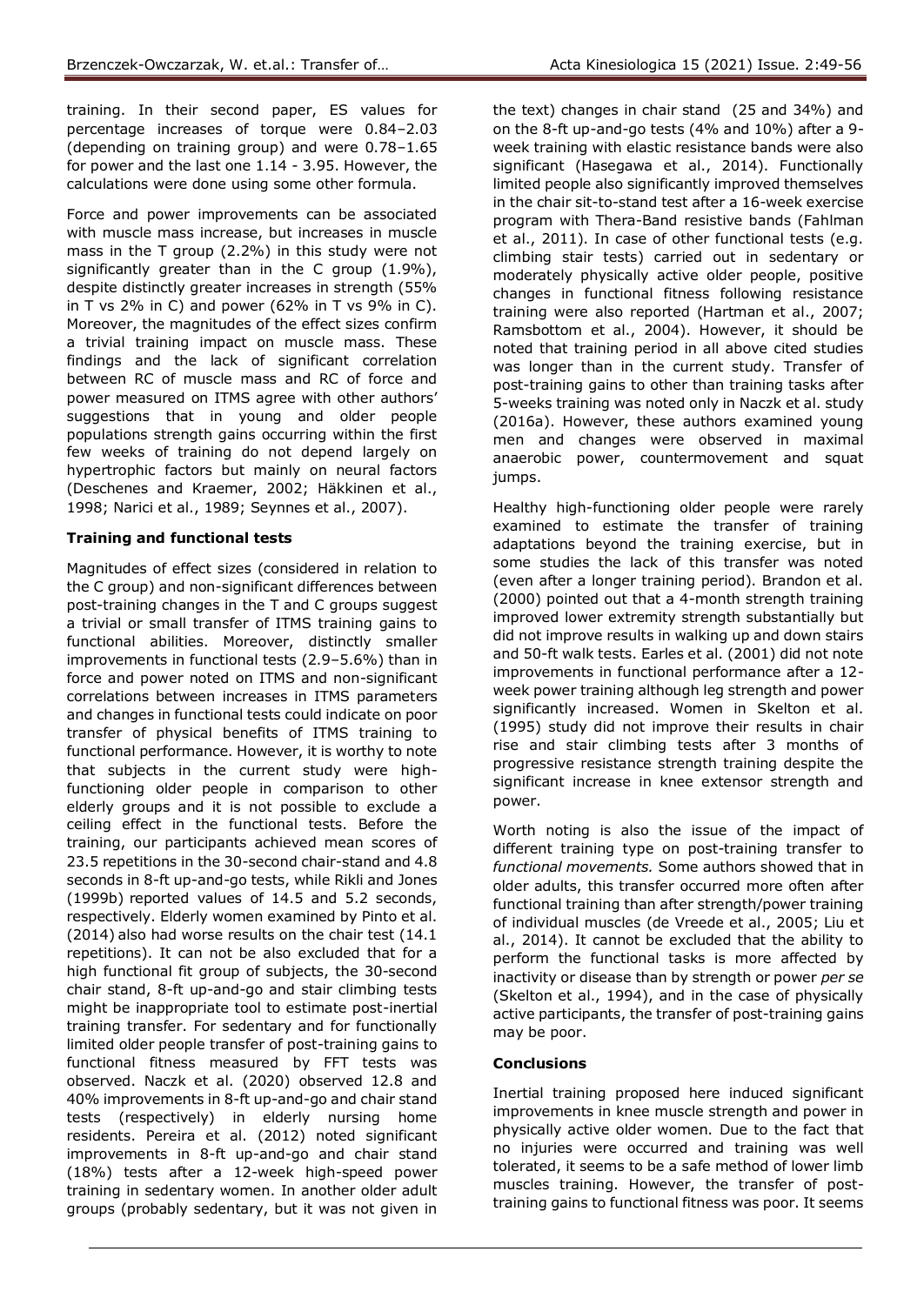training. In their second paper, ES values for percentage increases of torque were 0.84–2.03 (depending on training group) and were 0.78–1.65 for power and the last one 1.14 - 3.95. However, the calculations were done using some other formula.

Force and power improvements can be associated with muscle mass increase, but increases in muscle mass in the T group (2.2%) in this study were not significantly greater than in the C group (1.9%), despite distinctly greater increases in strength (55% in T vs 2% in C) and power (62% in T vs 9% in C). Moreover, the magnitudes of the effect sizes confirm a trivial training impact on muscle mass. These findings and the lack of significant correlation between RC of muscle mass and RC of force and power measured on ITMS agree with other authors' suggestions that in young and older people populations strength gains occurring within the first few weeks of training do not depend largely on hypertrophic factors but mainly on neural factors (Deschenes and Kraemer, 2002; Häkkinen et al., 1998; Narici et al., 1989; Seynnes et al., 2007).

**Training and functional tests**

Magnitudes of effect sizes (considered in relation to the C group) and non-significant differences between post-training changes in the T and C groups suggest a trivial or small transfer of ITMS training gains to functional abilities. Moreover, distinctly smaller improvements in functional tests (2.9–5.6%) than in force and power noted on ITMS and non-significant correlations between increases in ITMS parameters and changes in functional tests could indicate on poor transfer of physical benefits of ITMS training to functional performance. However, it is worthy to note that subjects in the current study were high-functioning older people in comparison to other elderly groups and it is not possible to exclude a ceiling effect in the functional tests. Before the training, our participants achieved mean scores of 23.5 repetitions in the 30-second chair-stand and 4.8 seconds in 8-ft up-and-go tests, while Rikli and Jones (1999b) reported values of 14.5 and 5.2 seconds, respectively. Elderly women examined by Pinto et al. (2014) also had worse results on the chair test (14.1 repetitions). It can not be also excluded that for a high functional fit group of subjects, the 30-second chair stand, 8-ft up-and-go and stair climbing tests might be inappropriate tool to estimate post-inertial training transfer. For sedentary and for functionally limited older people transfer of post-training gains to functional fitness measured by FFT tests was observed. Naczk et al. (2020) observed 12.8 and 40% improvements in 8-ft up-and-go and chair stand tests (respectively) in elderly nursing home residents. Pereira et al. (2012) noted significant improvements in 8-ft up-and-go and chair stand (18%) tests after a 12-week high-speed power training in sedentary women. In another older adult groups (probably sedentary, but it was not given in the text) changes in chair stand (25 and 34%) and on the 8-ft up-and-go tests (4% and 10%) after a 9-week training with elastic resistance bands were also significant (Hasegawa et al., 2014). Functionally limited people also significantly improved themselves in the chair sit-to-stand test after a 16-week exercise program with Thera-Band resistive bands (Fahlman et al., 2011). In case of other functional tests (e.g. climbing stair tests) carried out in sedentary or moderately physically active older people, positive changes in functional fitness following resistance training were also reported (Hartman et al., 2007; Ramsbottom et al., 2004). However, it should be noted that training period in all above cited studies was longer than in the current study. Transfer of post-training gains to other than training tasks after 5-weeks training was noted only in Naczk et al. study (2016a). However, these authors examined young men and changes were observed in maximal anaerobic power, countermovement and squat jumps.

Healthy high-functioning older people were rarely examined to estimate the transfer of training adaptations beyond the training exercise, but in some studies the lack of this transfer was noted (even after a longer training period). Brandon et al. (2000) pointed out that a 4-month strength training improved lower extremity strength substantially but did not improve results in walking up and down stairs and 50-ft walk tests. Earles et al. (2001) did not note improvements in functional performance after a 12-week power training although leg strength and power significantly increased. Women in Skelton et al. (1995) study did not improve their results in chair rise and stair climbing tests after 3 months of progressive resistance strength training despite the significant increase in knee extensor strength and power.

Worth noting is also the issue of the impact of different training type on post-training transfer to *functional movements.* Some authors showed that in older adults, this transfer occurred more often after functional training than after strength/power training of individual muscles (de Vreede et al., 2005; Liu et al., 2014). It cannot be excluded that the ability to perform the functional tasks is more affected by inactivity or disease than by strength or power *per se* (Skelton et al., 1994), and in the case of physically active participants, the transfer of post-training gains may be poor.

**Conclusions**

Inertial training proposed here induced significant improvements in knee muscle strength and power in physically active older women. Due to the fact that no injuries were occurred and training was well tolerated, it seems to be a safe method of lower limb muscles training. However, the transfer of post-training gains to functional fitness was poor. It seems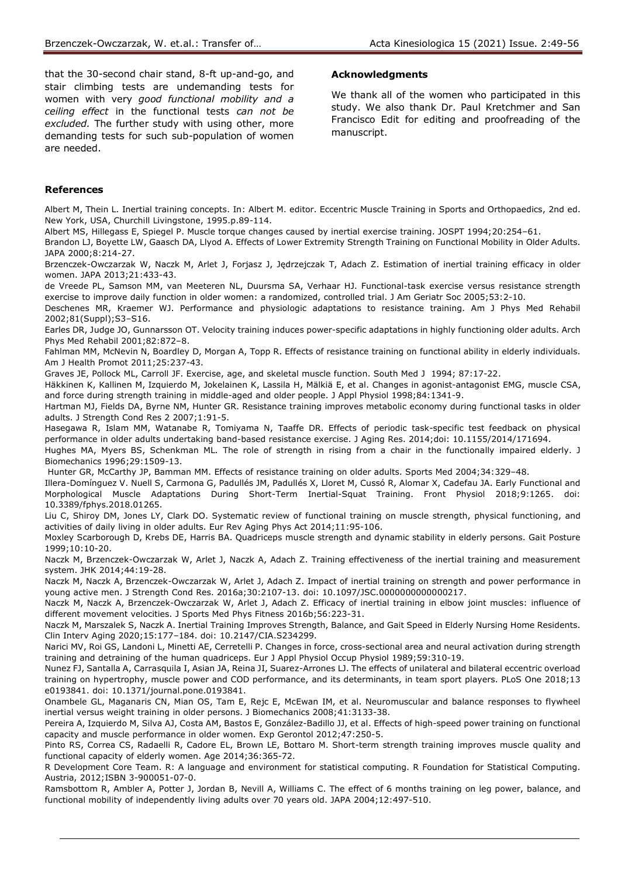that the 30-second chair stand, 8-ft up-and-go, and stair climbing tests are undemanding tests for women with very *good functional mobility and a ceiling effect* in the functional tests *can not be excluded.* The further study with using other, more demanding tests for such sub-population of women are needed.

**Acknowledgments**

We thank all of the women who participated in this study. We also thank Dr. Paul Kretchmer and San Francisco Edit for editing and proofreading of the manuscript.

**References**

Albert M, Thein L. Inertial training concepts. In: Albert M. editor. Eccentric Muscle Training in Sports and Orthopaedics, 2nd ed. New York, USA, Churchill Livingstone, 1995.p.89-114.

Albert MS, Hillegass E, Spiegel P. Muscle torque changes caused by inertial exercise training. JOSPT 1994;20:254–61.

Brandon LJ, Boyette LW, Gaasch DA, Llyod A. Effects of Lower Extremity Strength Training on Functional Mobility in Older Adults. JAPA 2000;8:214-27.

Brzenczek-Owczarzak W, Naczk M, Arlet J, Forjasz J, Jędrzejczak T, Adach Z. Estimation of inertial training efficacy in older women. JAPA 2013;21:433-43.

de Vreede PL, Samson MM, van Meeteren NL, Duursma SA, Verhaar HJ. Functional-task exercise versus resistance strength exercise to improve daily function in older women: a randomized, controlled trial. J Am Geriatr Soc 2005;53:2-10.

Deschenes MR, Kraemer WJ. Performance and physiologic adaptations to resistance training. Am J Phys Med Rehabil 2002;81(Suppl);S3–S16.

Earles DR, Judge JO, Gunnarsson OT. Velocity training induces power-specific adaptations in highly functioning older adults. Arch Phys Med Rehabil 2001;82:872–8.

Fahlman MM, McNevin N, Boardley D, Morgan A, Topp R. Effects of resistance training on functional ability in elderly individuals. Am J Health Promot 2011;25:237-43.

Graves JE, Pollock ML, Carroll JF. Exercise, age, and skeletal muscle function. South Med J 1994; 87:17-22.

Häkkinen K, Kallinen M, Izquierdo M, Jokelainen K, Lassila H, Mälkiä E, et al. Changes in agonist-antagonist EMG, muscle CSA, and force during strength training in middle-aged and older people. J Appl Physiol 1998;84:1341-9.

Hartman MJ, Fields DA, Byrne NM, Hunter GR. Resistance training improves metabolic economy during functional tasks in older adults. J Strength Cond Res 2 2007;1:91-5.

Hasegawa R, Islam MM, Watanabe R, Tomiyama N, Taaffe DR. Effects of periodic task-specific test feedback on physical performance in older adults undertaking band-based resistance exercise. J Aging Res. 2014;doi: 10.1155/2014/171694.

Hughes MA, Myers BS, Schenkman ML. The role of strength in rising from a chair in the functionally impaired elderly. J Biomechanics 1996;29:1509-13.

Hunter GR, McCarthy JP, Bamman MM. Effects of resistance training on older adults. Sports Med 2004;34:329–48.

Illera-Domínguez V. Nuell S, Carmona G, Padullés JM, Padullés X, Lloret M, Cussó R, Alomar X, Cadefau JA. Early Functional and Morphological Muscle Adaptations During Short-Term Inertial-Squat Training. Front Physiol 2018;9:1265. doi: 10.3389/fphys.2018.01265.

Liu C, Shiroy DM, Jones LY, Clark DO. Systematic review of functional training on muscle strength, physical functioning, and activities of daily living in older adults. Eur Rev Aging Phys Act 2014;11:95-106.

Moxley Scarborough D, Krebs DE, Harris BA. Quadriceps muscle strength and dynamic stability in elderly persons. Gait Posture 1999;10:10-20.

Naczk M, Brzenczek-Owczarzak W, Arlet J, Naczk A, Adach Z. Training effectiveness of the inertial training and measurement system. JHK 2014;44:19-28.

Naczk M, Naczk A, Brzenczek-Owczarzak W, Arlet J, Adach Z. Impact of inertial training on strength and power performance in young active men. J Strength Cond Res. 2016a;30:2107-13. doi: 10.1097/JSC.0000000000000217.

Naczk M, Naczk A, Brzenczek-Owczarzak W, Arlet J, Adach Z. Efficacy of inertial training in elbow joint muscles: influence of different movement velocities. J Sports Med Phys Fitness 2016b;56:223-31.

Naczk M, Marszalek S, Naczk A. Inertial Training Improves Strength, Balance, and Gait Speed in Elderly Nursing Home Residents. Clin Interv Aging 2020;15:177–184. doi: 10.2147/CIA.S234299.

Narici MV, Roi GS, Landoni L, Minetti AE, Cerretelli P. Changes in force, cross-sectional area and neural activation during strength training and detraining of the human quadriceps. Eur J Appl Physiol Occup Physiol 1989;59:310-19.

Nunez FJ, Santalla A, Carrasquila I, Asian JA, Reina JI, Suarez-Arrones LJ. The effects of unilateral and bilateral eccentric overload training on hypertrophy, muscle power and COD performance, and its determinants, in team sport players. PLoS One 2018;13 e0193841. doi: 10.1371/journal.pone.0193841.

Onambele GL, Maganaris CN, Mian OS, Tam E, Rejc E, McEwan IM, et al. Neuromuscular and balance responses to flywheel inertial versus weight training in older persons. J Biomechanics 2008;41:3133-38.

Pereira A, Izquierdo M, Silva AJ, Costa AM, Bastos E, González-Badillo JJ, et al. Effects of high-speed power training on functional capacity and muscle performance in older women. Exp Gerontol 2012;47:250-5.

Pinto RS, Correa CS, Radaelli R, Cadore EL, Brown LE, Bottaro M. Short-term strength training improves muscle quality and functional capacity of elderly women. Age 2014;36:365-72.

R Development Core Team. R: A language and environment for statistical computing. R Foundation for Statistical Computing. Austria, 2012;ISBN 3-900051-07-0.

Ramsbottom R, Ambler A, Potter J, Jordan B, Nevill A, Williams C. The effect of 6 months training on leg power, balance, and functional mobility of independently living adults over 70 years old. JAPA 2004;12:497-510.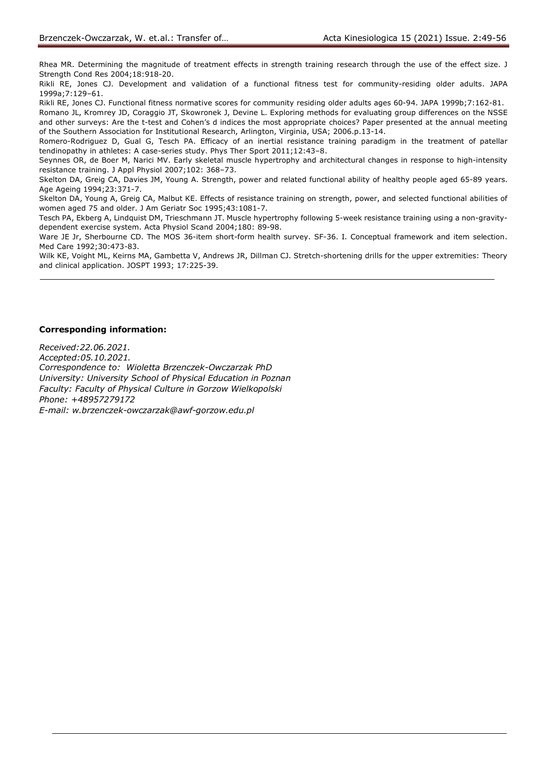Rhea MR. Determining the magnitude of treatment effects in strength training research through the use of the effect size. J Strength Cond Res 2004;18:918-20.

Rikli RE, Jones CJ. Development and validation of a functional fitness test for community-residing older adults. JAPA 1999a;7:129–61.

Rikli RE, Jones CJ. Functional fitness normative scores for community residing older adults ages 60-94. JAPA 1999b;7:162-81.

Romano JL, Kromrey JD, Coraggio JT, Skowronek J, Devine L. Exploring methods for evaluating group differences on the NSSE and other surveys: Are the t-test and Cohen's d indices the most appropriate choices? Paper presented at the annual meeting of the Southern Association for Institutional Research, Arlington, Virginia, USA; 2006.p.13-14.

Romero-Rodriguez D, Gual G, Tesch PA. Efficacy of an inertial resistance training paradigm in the treatment of patellar tendinopathy in athletes: A case-series study. Phys Ther Sport 2011;12:43–8.

Seynnes OR, de Boer M, Narici MV. Early skeletal muscle hypertrophy and architectural changes in response to high-intensity resistance training. J Appl Physiol 2007;102: 368–73.

Skelton DA, Greig CA, Davies JM, Young A. Strength, power and related functional ability of healthy people aged 65-89 years. Age Ageing 1994;23:371-7.

Skelton DA, Young A, Greig CA, Malbut KE. Effects of resistance training on strength, power, and selected functional abilities of women aged 75 and older. J Am Geriatr Soc 1995;43:1081-7.

Tesch PA, Ekberg A, Lindquist DM, Trieschmann JT. Muscle hypertrophy following 5-week resistance training using a non-gravity-dependent exercise system. Acta Physiol Scand 2004;180: 89-98.

Ware JE Jr, Sherbourne CD. The MOS 36-item short-form health survey. SF-36. I. Conceptual framework and item selection. Med Care 1992;30:473-83.

Wilk KE, Voight ML, Keirns MA, Gambetta V, Andrews JR, Dillman CJ. Stretch-shortening drills for the upper extremities: Theory and clinical application. JOSPT 1993; 17:225-39.

---

**Corresponding information:**

*Received:22.06.2021.*
*Accepted:05.10.2021.*
*Correspondence to: Wioletta Brzenczek-Owczarzak PhD*
*University: University School of Physical Education in Poznan*
*Faculty: Faculty of Physical Culture in Gorzow Wielkopolski*
*Phone: +48957279172*
*E-mail: w.brzenczek-owczarzak@awf-gorzow.edu.pl*